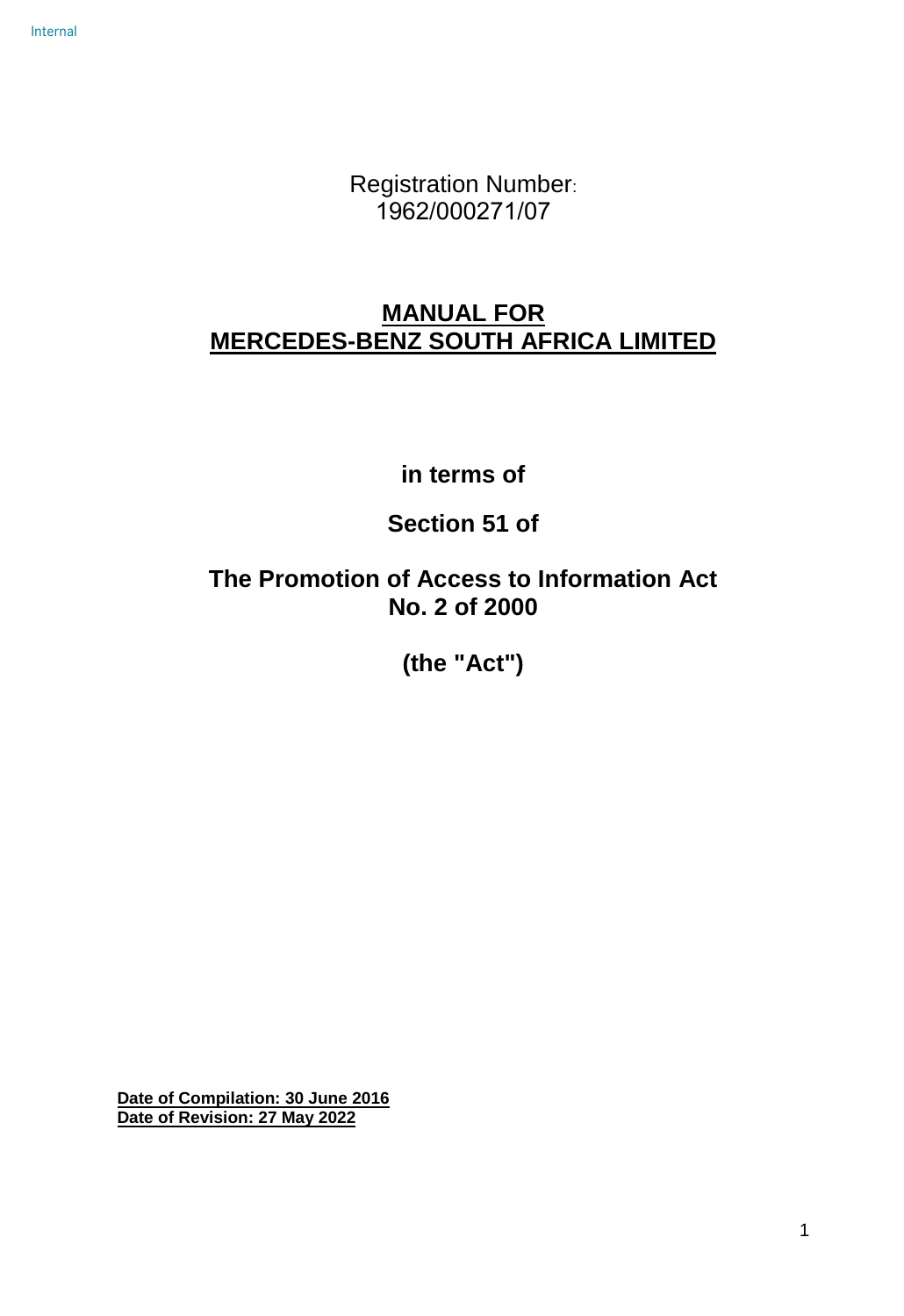Registration Number:
1962/000271/07

# MANUAL FOR
# MERCEDES-BENZ SOUTH AFRICA LIMITED

**in terms of**

**Section 51 of**

**The Promotion of Access to Information Act**
**No. 2 of 2000**

**(the "Act")**

**Date of Compilation: 30 June 2016**
**Date of Revision: 27 May 2022**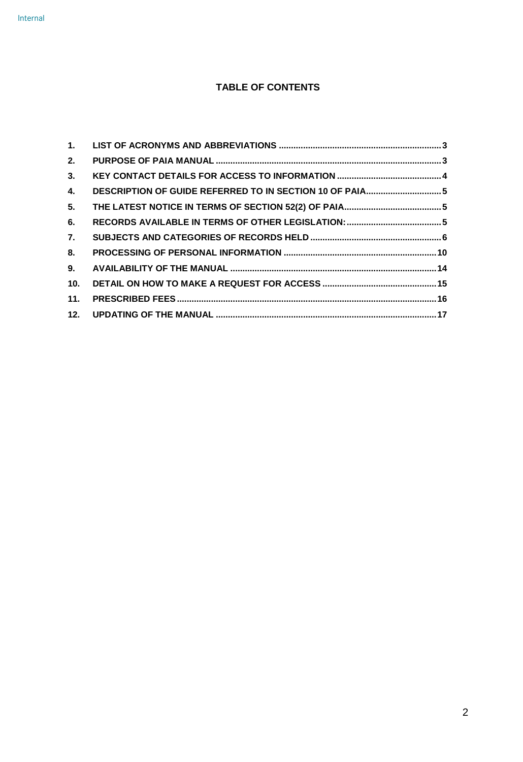## TABLE OF CONTENTS

1. **LIST OF ACRONYMS AND ABBREVIATIONS** .......... 3
2. **PURPOSE OF PAIA MANUAL** .......... 3
3. **KEY CONTACT DETAILS FOR ACCESS TO INFORMATION** .......... 4
4. **DESCRIPTION OF GUIDE REFERRED TO IN SECTION 10 OF PAIA** .......... 5
5. **THE LATEST NOTICE IN TERMS OF SECTION 52(2) OF PAIA** .......... 5
6. **RECORDS AVAILABLE IN TERMS OF OTHER LEGISLATION:** .......... 5
7. **SUBJECTS AND CATEGORIES OF RECORDS HELD** .......... 6
8. **PROCESSING OF PERSONAL INFORMATION** .......... 10
9. **AVAILABILITY OF THE MANUAL** .......... 14
10. **DETAIL ON HOW TO MAKE A REQUEST FOR ACCESS** .......... 15
11. **PRESCRIBED FEES** .......... 16
12. **UPDATING OF THE MANUAL** .......... 17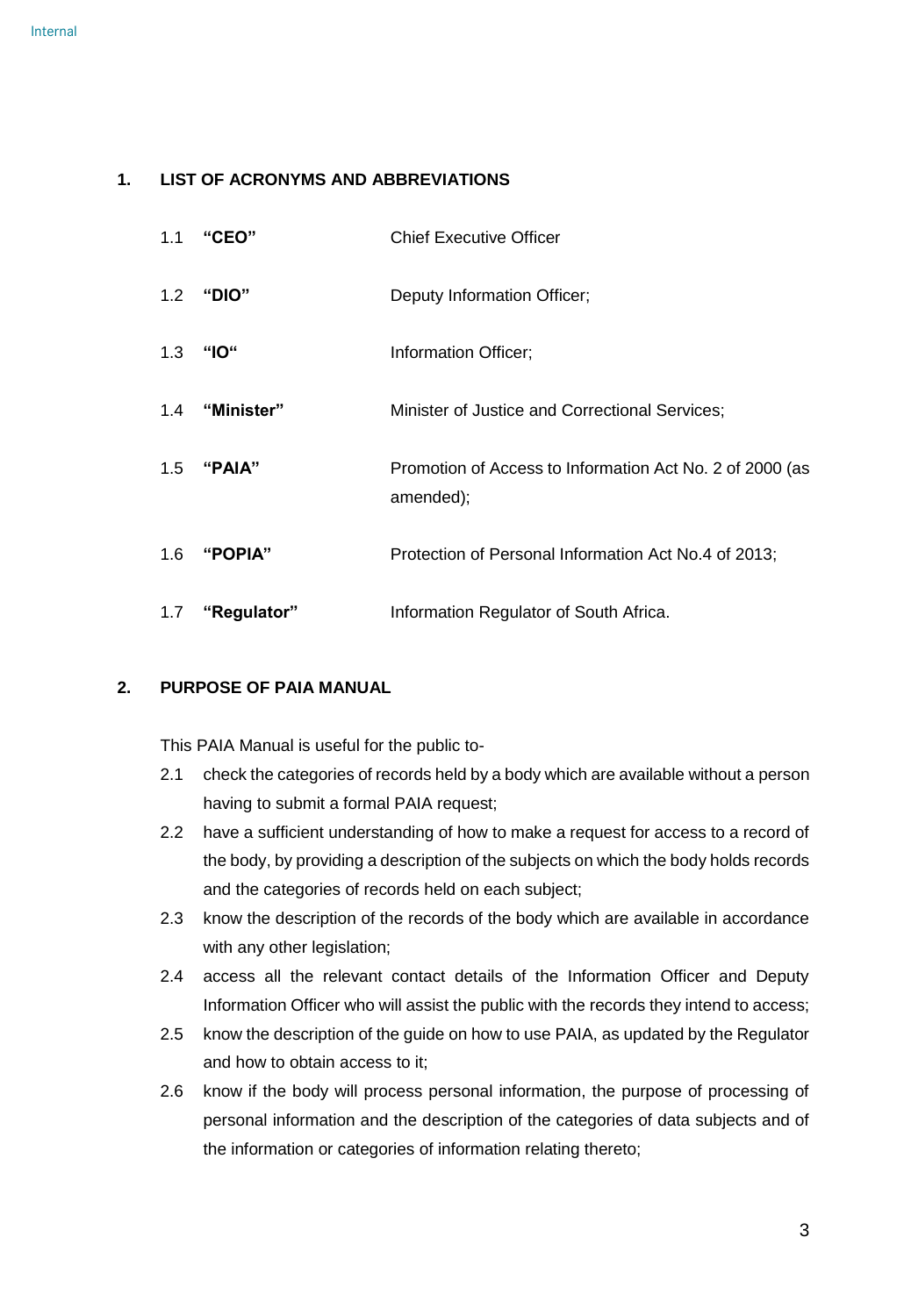## 1. LIST OF ACRONYMS AND ABBREVIATIONS

1.1 **"CEO"** Chief Executive Officer

1.2 **"DIO"** Deputy Information Officer;

1.3 **"IO"** Information Officer;

1.4 **"Minister"** Minister of Justice and Correctional Services;

1.5 **"PAIA"** Promotion of Access to Information Act No. 2 of 2000 (as amended);

1.6 **"POPIA"** Protection of Personal Information Act No.4 of 2013;

1.7 **"Regulator"** Information Regulator of South Africa.

## 2. PURPOSE OF PAIA MANUAL

This PAIA Manual is useful for the public to-

2.1 check the categories of records held by a body which are available without a person having to submit a formal PAIA request;

2.2 have a sufficient understanding of how to make a request for access to a record of the body, by providing a description of the subjects on which the body holds records and the categories of records held on each subject;

2.3 know the description of the records of the body which are available in accordance with any other legislation;

2.4 access all the relevant contact details of the Information Officer and Deputy Information Officer who will assist the public with the records they intend to access;

2.5 know the description of the guide on how to use PAIA, as updated by the Regulator and how to obtain access to it;

2.6 know if the body will process personal information, the purpose of processing of personal information and the description of the categories of data subjects and of the information or categories of information relating thereto;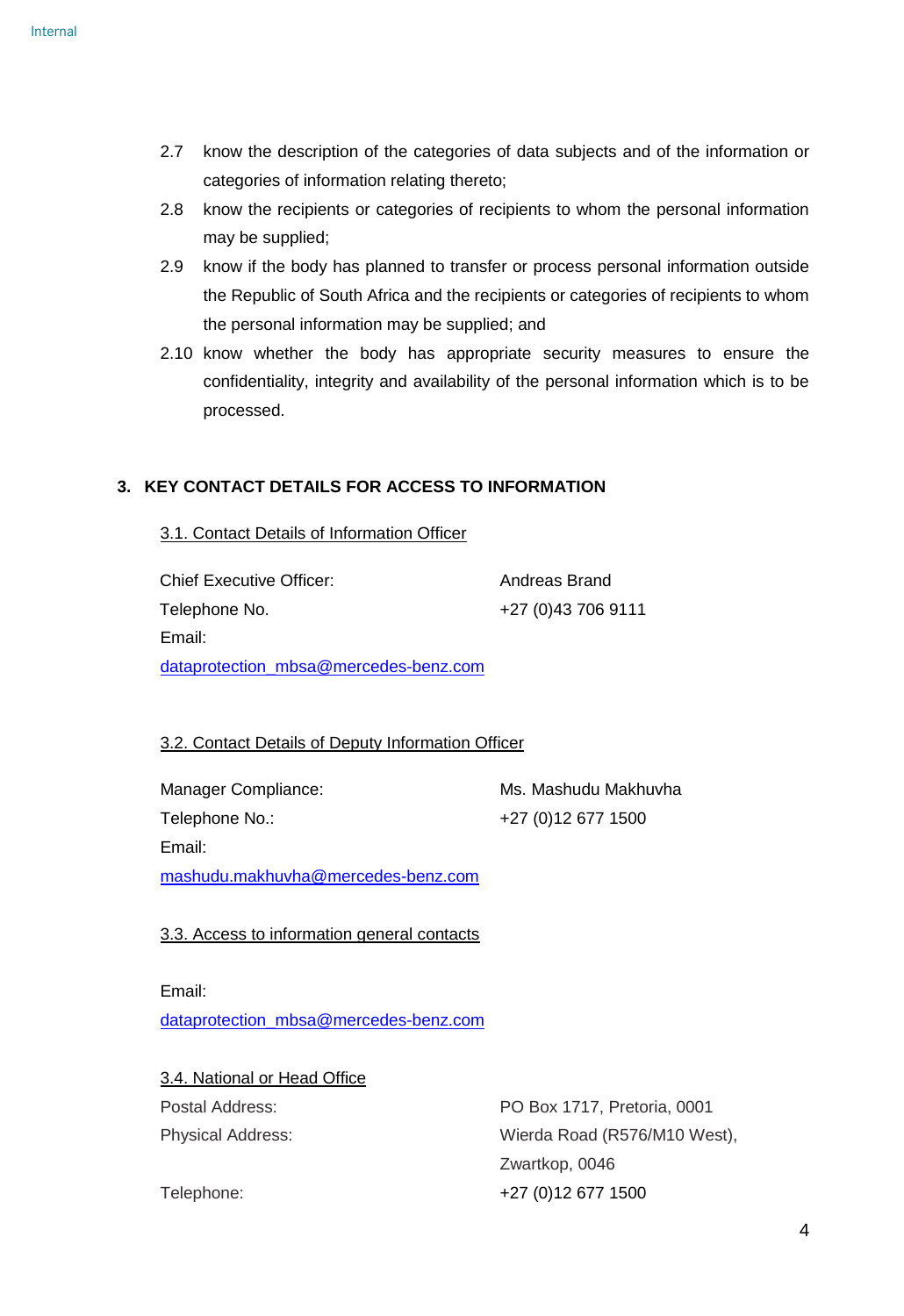2.7 know the description of the categories of data subjects and of the information or categories of information relating thereto;

2.8 know the recipients or categories of recipients to whom the personal information may be supplied;

2.9 know if the body has planned to transfer or process personal information outside the Republic of South Africa and the recipients or categories of recipients to whom the personal information may be supplied; and

2.10 know whether the body has appropriate security measures to ensure the confidentiality, integrity and availability of the personal information which is to be processed.

## 3. KEY CONTACT DETAILS FOR ACCESS TO INFORMATION

### 3.1. Contact Details of Information Officer

| | |
|---|---|
| Chief Executive Officer: | Andreas Brand |
| Telephone No. | +27 (0)43 706 9111 |
| Email: | |

dataprotection_mbsa@mercedes-benz.com

### 3.2. Contact Details of Deputy Information Officer

| | |
|---|---|
| Manager Compliance: | Ms. Mashudu Makhuvha |
| Telephone No.: | +27 (0)12 677 1500 |
| Email: | |

mashudu.makhuvha@mercedes-benz.com

### 3.3. Access to information general contacts

Email:

dataprotection_mbsa@mercedes-benz.com

### 3.4. National or Head Office

| | |
|---|---|
| Postal Address: | PO Box 1717, Pretoria, 0001 |
| Physical Address: | Wierda Road (R576/M10 West), Zwartkop, 0046 |
| Telephone: | +27 (0)12 677 1500 |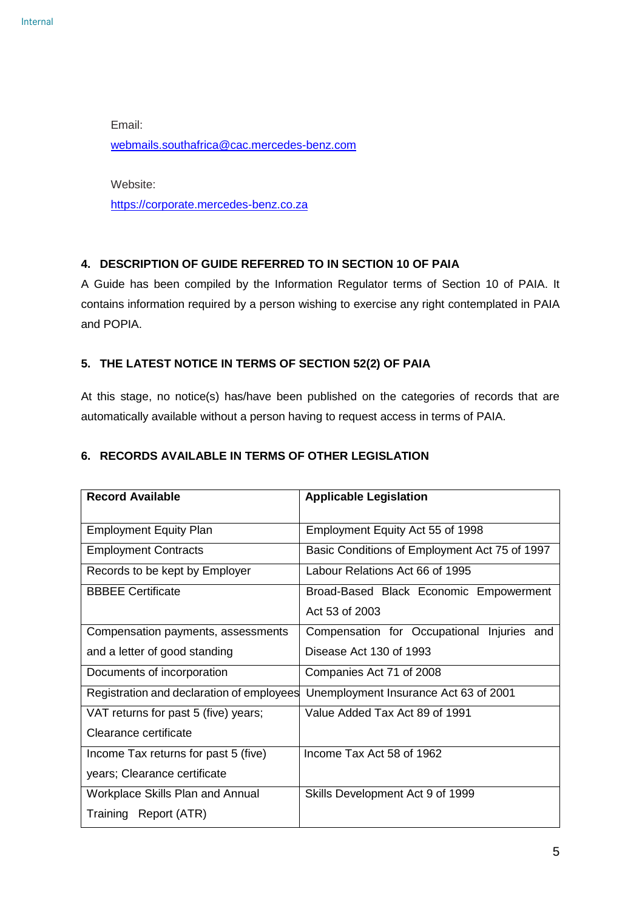Email:
webmails.southafrica@cac.mercedes-benz.com

Website:
https://corporate.mercedes-benz.co.za

## 4. DESCRIPTION OF GUIDE REFERRED TO IN SECTION 10 OF PAIA

A Guide has been compiled by the Information Regulator terms of Section 10 of PAIA. It contains information required by a person wishing to exercise any right contemplated in PAIA and POPIA.

## 5. THE LATEST NOTICE IN TERMS OF SECTION 52(2) OF PAIA

At this stage, no notice(s) has/have been published on the categories of records that are automatically available without a person having to request access in terms of PAIA.

## 6. RECORDS AVAILABLE IN TERMS OF OTHER LEGISLATION

| Record Available | Applicable Legislation |
|---|---|
| Employment Equity Plan | Employment Equity Act 55 of 1998 |
| Employment Contracts | Basic Conditions of Employment Act 75 of 1997 |
| Records to be kept by Employer | Labour Relations Act 66 of 1995 |
| BBBEE Certificate | Broad-Based Black Economic Empowerment Act 53 of 2003 |
| Compensation payments, assessments and a letter of good standing | Compensation for Occupational Injuries and Disease Act 130 of 1993 |
| Documents of incorporation | Companies Act 71 of 2008 |
| Registration and declaration of employees | Unemployment Insurance Act 63 of 2001 |
| VAT returns for past 5 (five) years; Clearance certificate | Value Added Tax Act 89 of 1991 |
| Income Tax returns for past 5 (five) years; Clearance certificate | Income Tax Act 58 of 1962 |
| Workplace Skills Plan and Annual Training Report (ATR) | Skills Development Act 9 of 1999 |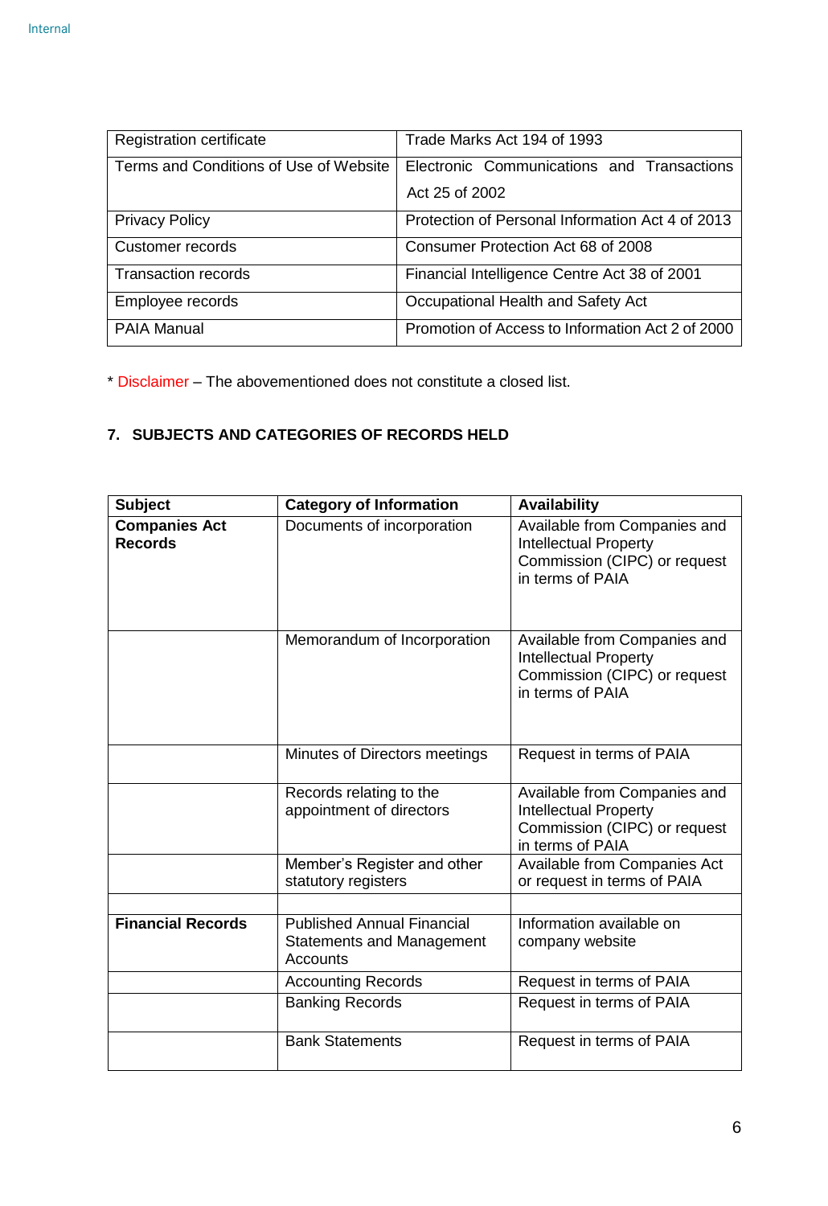| Registration certificate | Trade Marks Act 194 of 1993 |
|---|---|
| Terms and Conditions of Use of Website | Electronic Communications and Transactions Act 25 of 2002 |
| Privacy Policy | Protection of Personal Information Act 4 of 2013 |
| Customer records | Consumer Protection Act 68 of 2008 |
| Transaction records | Financial Intelligence Centre Act 38 of 2001 |
| Employee records | Occupational Health and Safety Act |
| PAIA Manual | Promotion of Access to Information Act 2 of 2000 |

* Disclaimer – The abovementioned does not constitute a closed list.

## 7. SUBJECTS AND CATEGORIES OF RECORDS HELD

| Subject | Category of Information | Availability |
|---|---|---|
| **Companies Act Records** | Documents of incorporation | Available from Companies and Intellectual Property Commission (CIPC) or request in terms of PAIA |
| | Memorandum of Incorporation | Available from Companies and Intellectual Property Commission (CIPC) or request in terms of PAIA |
| | Minutes of Directors meetings | Request in terms of PAIA |
| | Records relating to the appointment of directors | Available from Companies and Intellectual Property Commission (CIPC) or request in terms of PAIA |
| | Member's Register and other statutory registers | Available from Companies Act or request in terms of PAIA |
| | | |
| **Financial Records** | Published Annual Financial Statements and Management Accounts | Information available on company website |
| | Accounting Records | Request in terms of PAIA |
| | Banking Records | Request in terms of PAIA |
| | Bank Statements | Request in terms of PAIA |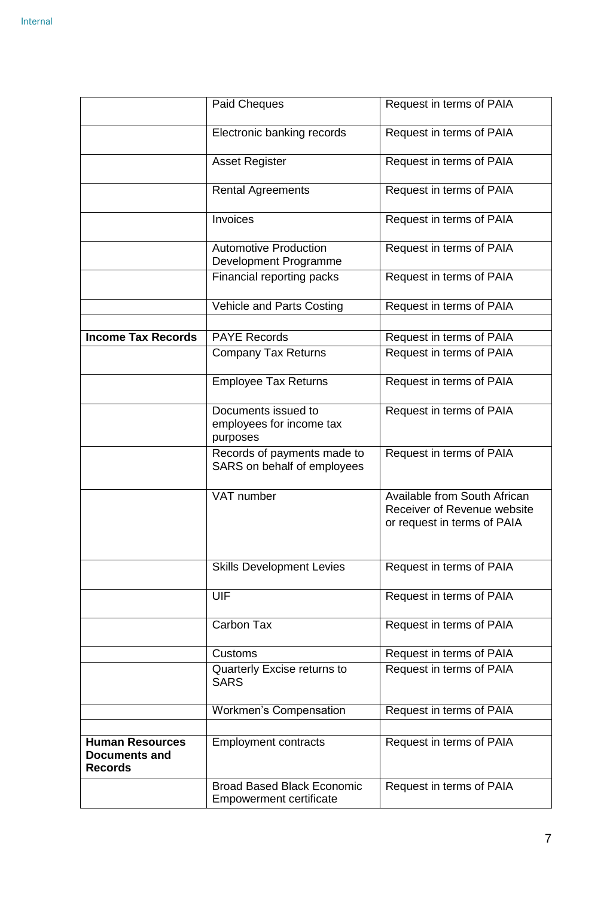| | | |
|---|---|---|
| | Paid Cheques | Request in terms of PAIA |
| | Electronic banking records | Request in terms of PAIA |
| | Asset Register | Request in terms of PAIA |
| | Rental Agreements | Request in terms of PAIA |
| | Invoices | Request in terms of PAIA |
| | Automotive Production Development Programme | Request in terms of PAIA |
| | Financial reporting packs | Request in terms of PAIA |
| | Vehicle and Parts Costing | Request in terms of PAIA |
| | | |
| **Income Tax Records** | PAYE Records | Request in terms of PAIA |
| | Company Tax Returns | Request in terms of PAIA |
| | Employee Tax Returns | Request in terms of PAIA |
| | Documents issued to employees for income tax purposes | Request in terms of PAIA |
| | Records of payments made to SARS on behalf of employees | Request in terms of PAIA |
| | VAT number | Available from South African Receiver of Revenue website or request in terms of PAIA |
| | Skills Development Levies | Request in terms of PAIA |
| | UIF | Request in terms of PAIA |
| | Carbon Tax | Request in terms of PAIA |
| | Customs | Request in terms of PAIA |
| | Quarterly Excise returns to SARS | Request in terms of PAIA |
| | Workmen's Compensation | Request in terms of PAIA |
| | | |
| **Human Resources Documents and Records** | Employment contracts | Request in terms of PAIA |
| | Broad Based Black Economic Empowerment certificate | Request in terms of PAIA |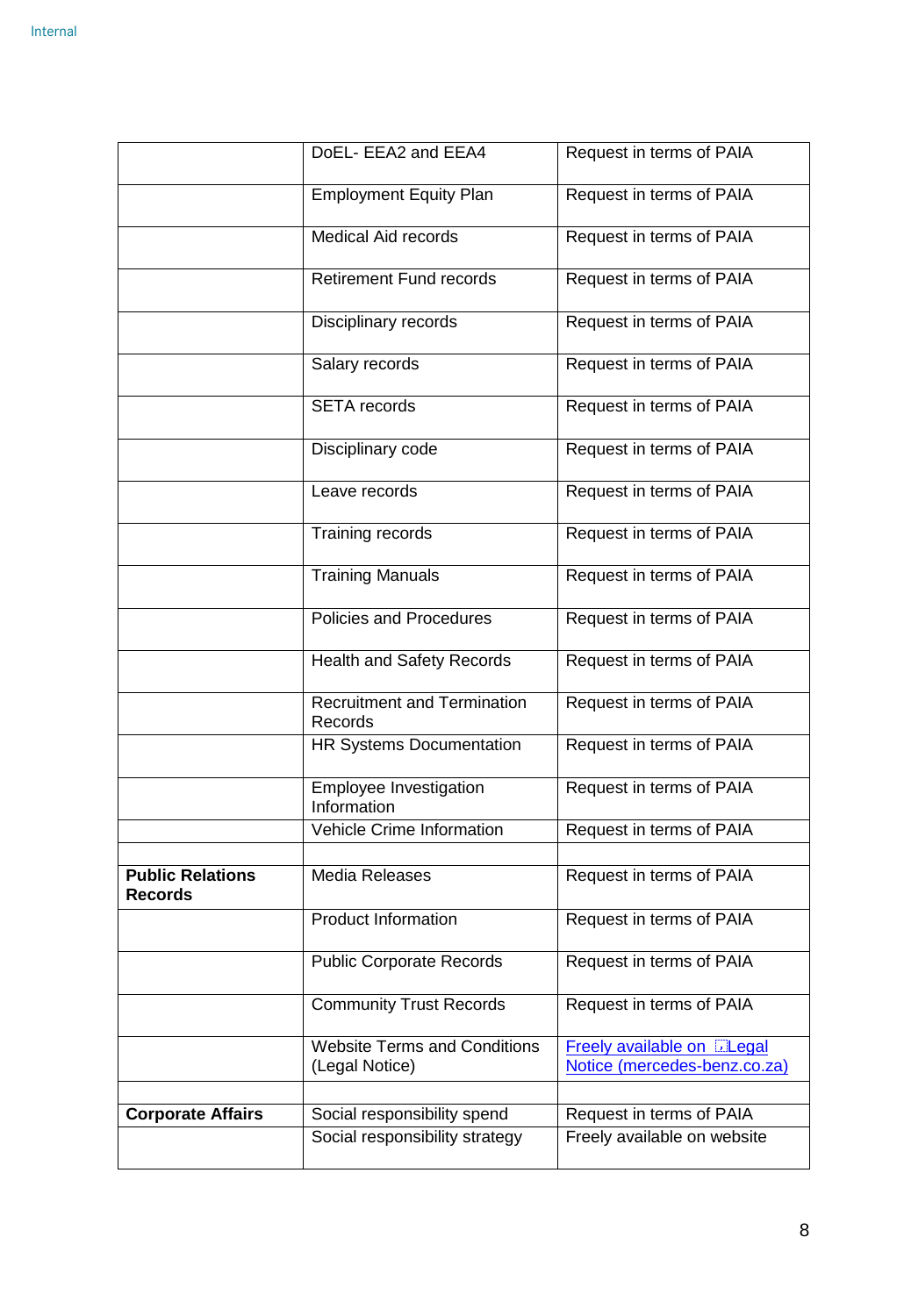| | | |
|---|---|---|
| | DoEL- EEA2 and EEA4 | Request in terms of PAIA |
| | Employment Equity Plan | Request in terms of PAIA |
| | Medical Aid records | Request in terms of PAIA |
| | Retirement Fund records | Request in terms of PAIA |
| | Disciplinary records | Request in terms of PAIA |
| | Salary records | Request in terms of PAIA |
| | SETA records | Request in terms of PAIA |
| | Disciplinary code | Request in terms of PAIA |
| | Leave records | Request in terms of PAIA |
| | Training records | Request in terms of PAIA |
| | Training Manuals | Request in terms of PAIA |
| | Policies and Procedures | Request in terms of PAIA |
| | Health and Safety Records | Request in terms of PAIA |
| | Recruitment and Termination Records | Request in terms of PAIA |
| | HR Systems Documentation | Request in terms of PAIA |
| | Employee Investigation Information | Request in terms of PAIA |
| | Vehicle Crime Information | Request in terms of PAIA |
| | | |
| **Public Relations Records** | Media Releases | Request in terms of PAIA |
| | Product Information | Request in terms of PAIA |
| | Public Corporate Records | Request in terms of PAIA |
| | Community Trust Records | Request in terms of PAIA |
| | Website Terms and Conditions (Legal Notice) | Freely available on Legal Notice (mercedes-benz.co.za) |
| | | |
| **Corporate Affairs** | Social responsibility spend | Request in terms of PAIA |
| | Social responsibility strategy | Freely available on website |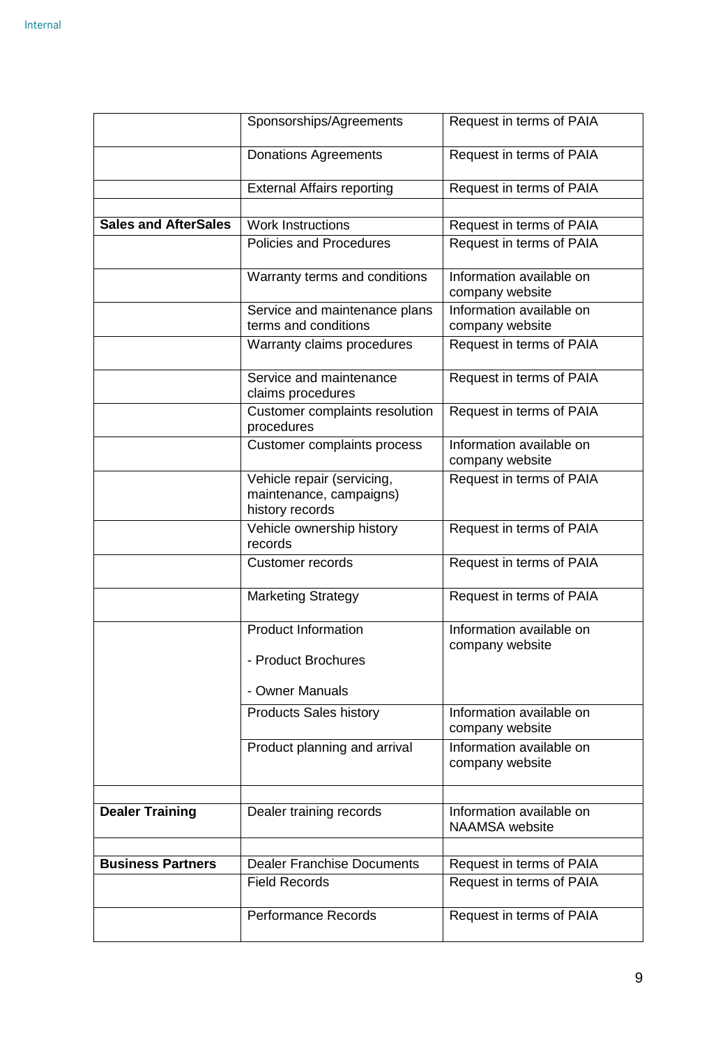| | | |
|---|---|---|
| | Sponsorships/Agreements | Request in terms of PAIA |
| | Donations Agreements | Request in terms of PAIA |
| | External Affairs reporting | Request in terms of PAIA |
| | | |
| **Sales and AfterSales** | Work Instructions | Request in terms of PAIA |
| | Policies and Procedures | Request in terms of PAIA |
| | Warranty terms and conditions | Information available on company website |
| | Service and maintenance plans terms and conditions | Information available on company website |
| | Warranty claims procedures | Request in terms of PAIA |
| | Service and maintenance claims procedures | Request in terms of PAIA |
| | Customer complaints resolution procedures | Request in terms of PAIA |
| | Customer complaints process | Information available on company website |
| | Vehicle repair (servicing, maintenance, campaigns) history records | Request in terms of PAIA |
| | Vehicle ownership history records | Request in terms of PAIA |
| | Customer records | Request in terms of PAIA |
| | Marketing Strategy | Request in terms of PAIA |
| | Product Information<br><br>- Product Brochures<br><br>- Owner Manuals | Information available on company website |
| | Products Sales history | Information available on company website |
| | Product planning and arrival | Information available on company website |
| | | |
| **Dealer Training** | Dealer training records | Information available on NAAMSA website |
| | | |
| **Business Partners** | Dealer Franchise Documents | Request in terms of PAIA |
| | Field Records | Request in terms of PAIA |
| | Performance Records | Request in terms of PAIA |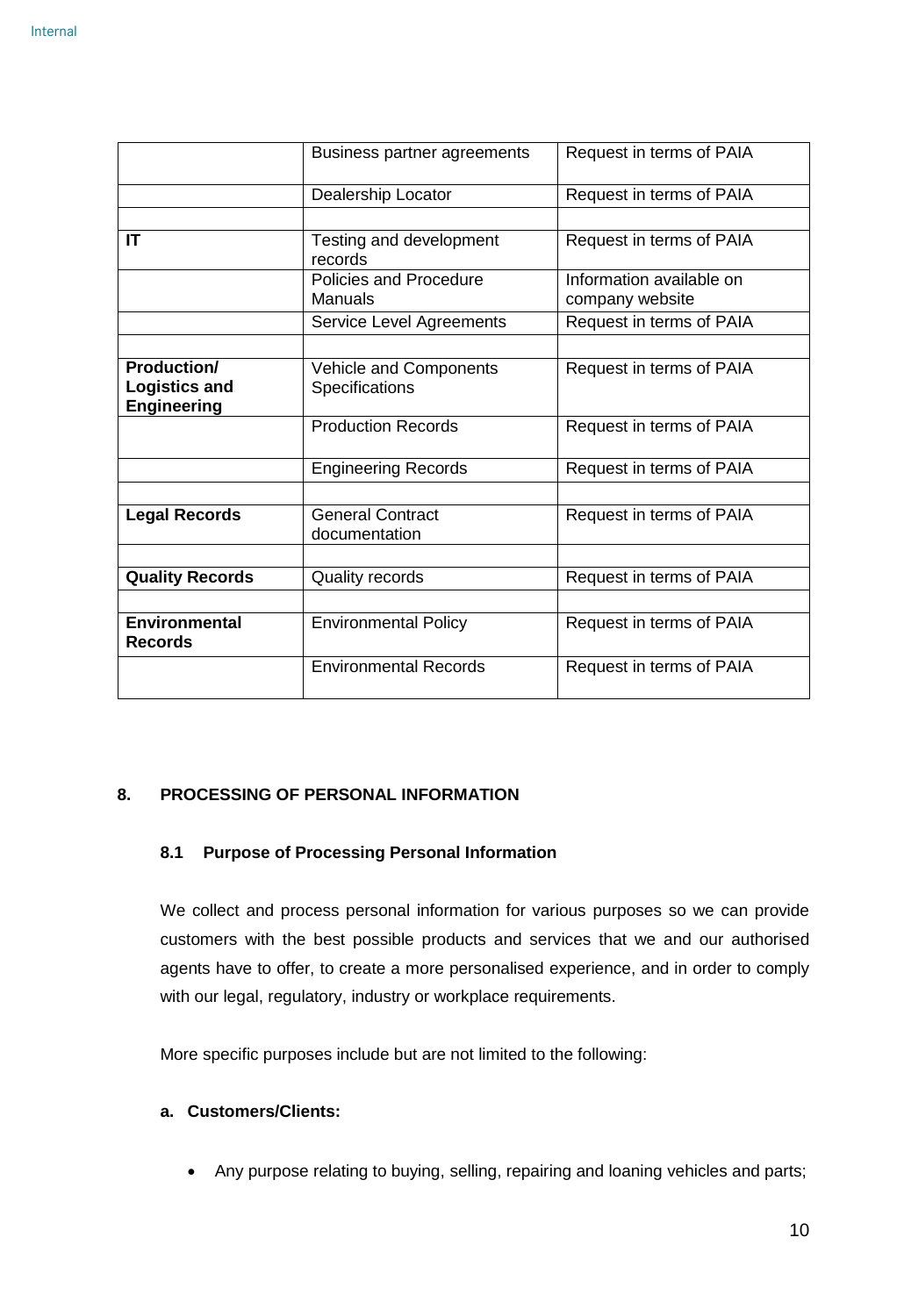| | | |
|---|---|---|
| | Business partner agreements | Request in terms of PAIA |
| | Dealership Locator | Request in terms of PAIA |
| | | |
| **IT** | Testing and development records | Request in terms of PAIA |
| | Policies and Procedure Manuals | Information available on company website |
| | Service Level Agreements | Request in terms of PAIA |
| | | |
| **Production/ Logistics and Engineering** | Vehicle and Components Specifications | Request in terms of PAIA |
| | Production Records | Request in terms of PAIA |
| | Engineering Records | Request in terms of PAIA |
| | | |
| **Legal Records** | General Contract documentation | Request in terms of PAIA |
| | | |
| **Quality Records** | Quality records | Request in terms of PAIA |
| | | |
| **Environmental Records** | Environmental Policy | Request in terms of PAIA |
| | Environmental Records | Request in terms of PAIA |

## 8. PROCESSING OF PERSONAL INFORMATION

### 8.1 Purpose of Processing Personal Information

We collect and process personal information for various purposes so we can provide customers with the best possible products and services that we and our authorised agents have to offer, to create a more personalised experience, and in order to comply with our legal, regulatory, industry or workplace requirements.

More specific purposes include but are not limited to the following:

**a. Customers/Clients:**

- Any purpose relating to buying, selling, repairing and loaning vehicles and parts;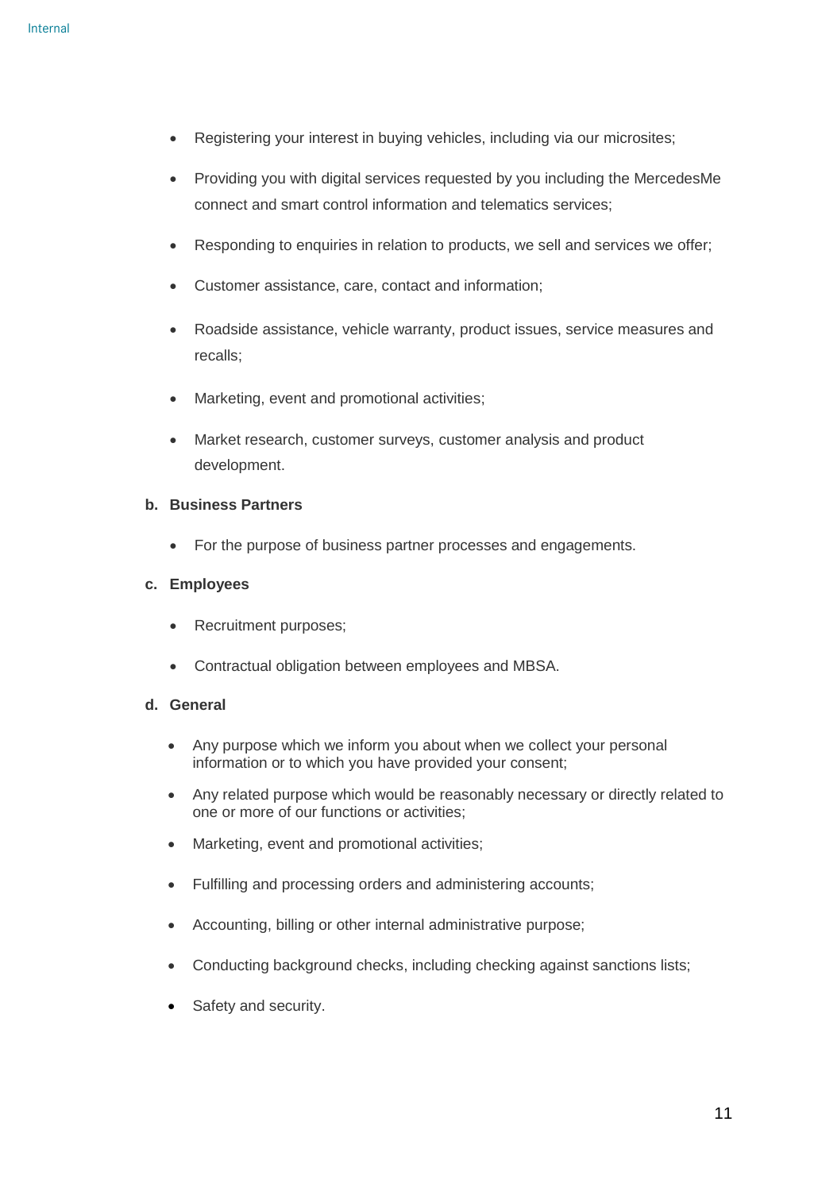- Registering your interest in buying vehicles, including via our microsites;
- Providing you with digital services requested by you including the MercedesMe connect and smart control information and telematics services;
- Responding to enquiries in relation to products, we sell and services we offer;
- Customer assistance, care, contact and information;
- Roadside assistance, vehicle warranty, product issues, service measures and recalls;
- Marketing, event and promotional activities;
- Market research, customer surveys, customer analysis and product development.

**b. Business Partners**

- For the purpose of business partner processes and engagements.

**c. Employees**

- Recruitment purposes;
- Contractual obligation between employees and MBSA.

**d. General**

- Any purpose which we inform you about when we collect your personal information or to which you have provided your consent;
- Any related purpose which would be reasonably necessary or directly related to one or more of our functions or activities;
- Marketing, event and promotional activities;
- Fulfilling and processing orders and administering accounts;
- Accounting, billing or other internal administrative purpose;
- Conducting background checks, including checking against sanctions lists;
- Safety and security.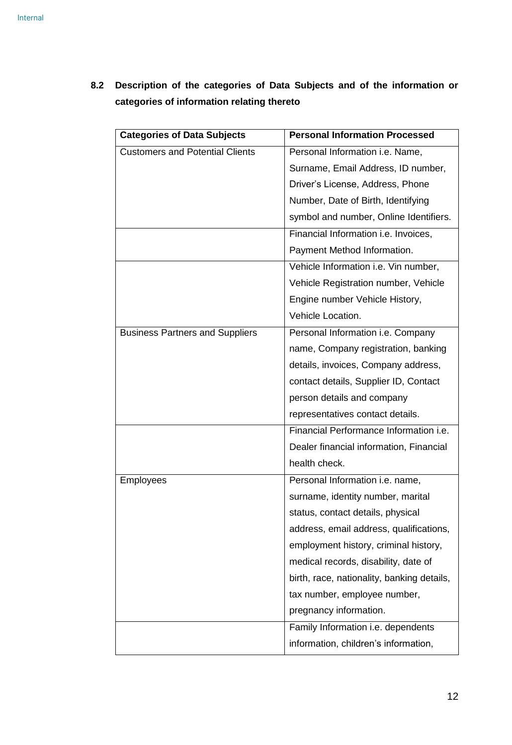### 8.2 Description of the categories of Data Subjects and of the information or categories of information relating thereto

| Categories of Data Subjects | Personal Information Processed |
|---|---|
| Customers and Potential Clients | Personal Information i.e. Name, Surname, Email Address, ID number, Driver's License, Address, Phone Number, Date of Birth, Identifying symbol and number, Online Identifiers. |
| | Financial Information i.e. Invoices, Payment Method Information. |
| | Vehicle Information i.e. Vin number, Vehicle Registration number, Vehicle Engine number Vehicle History, Vehicle Location. |
| Business Partners and Suppliers | Personal Information i.e. Company name, Company registration, banking details, invoices, Company address, contact details, Supplier ID, Contact person details and company representatives contact details. |
| | Financial Performance Information i.e. Dealer financial information, Financial health check. |
| Employees | Personal Information i.e. name, surname, identity number, marital status, contact details, physical address, email address, qualifications, employment history, criminal history, medical records, disability, date of birth, race, nationality, banking details, tax number, employee number, pregnancy information. |
| | Family Information i.e. dependents information, children's information, |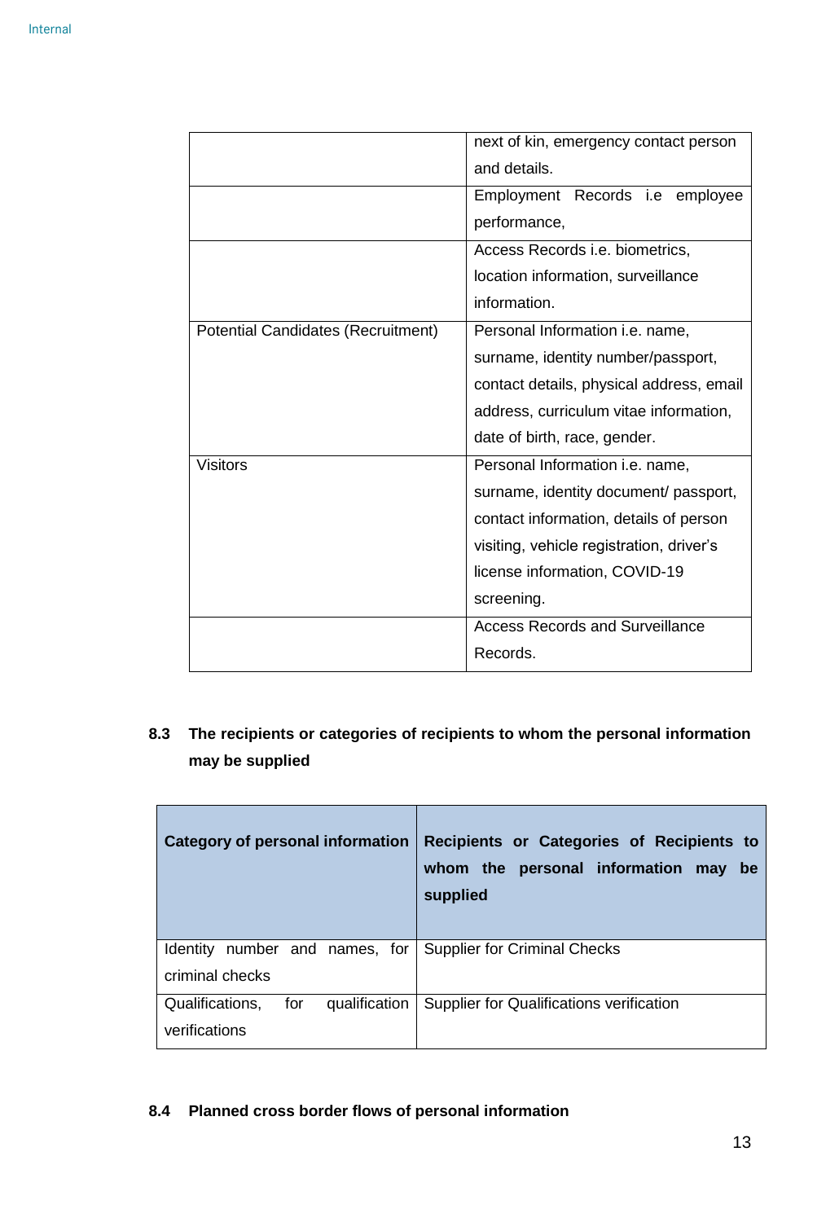| | |
|---|---|
| | next of kin, emergency contact person and details. |
| | Employment Records i.e employee performance, |
| | Access Records i.e. biometrics, location information, surveillance information. |
| Potential Candidates (Recruitment) | Personal Information i.e. name, surname, identity number/passport, contact details, physical address, email address, curriculum vitae information, date of birth, race, gender. |
| Visitors | Personal Information i.e. name, surname, identity document/ passport, contact information, details of person visiting, vehicle registration, driver's license information, COVID-19 screening. |
| | Access Records and Surveillance Records. |

**8.3 The recipients or categories of recipients to whom the personal information may be supplied**

| Category of personal information | Recipients or Categories of Recipients to whom the personal information may be supplied |
|---|---|
| Identity number and names, for criminal checks | Supplier for Criminal Checks |
| Qualifications, for qualification verifications | Supplier for Qualifications verification |

**8.4 Planned cross border flows of personal information**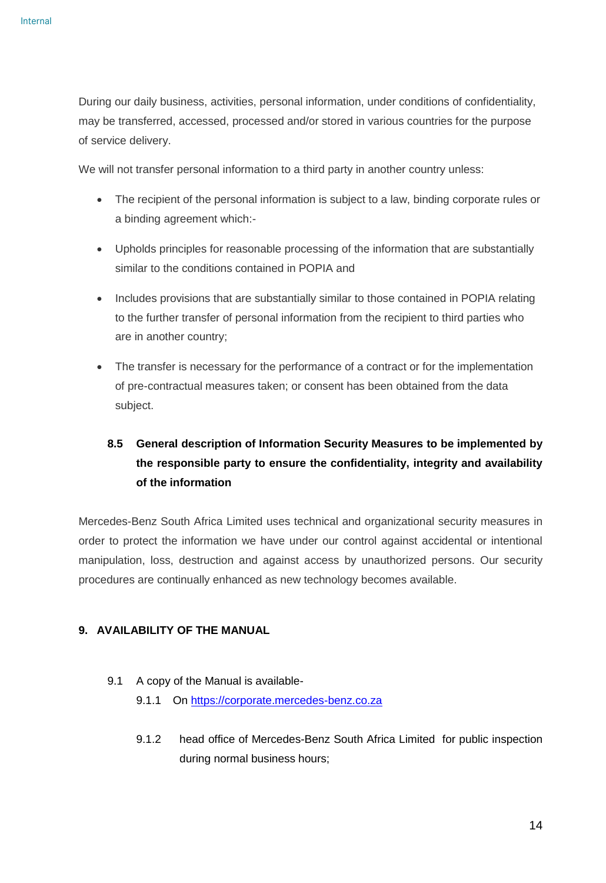During our daily business, activities, personal information, under conditions of confidentiality, may be transferred, accessed, processed and/or stored in various countries for the purpose of service delivery.

We will not transfer personal information to a third party in another country unless:

- The recipient of the personal information is subject to a law, binding corporate rules or a binding agreement which:-
- Upholds principles for reasonable processing of the information that are substantially similar to the conditions contained in POPIA and
- Includes provisions that are substantially similar to those contained in POPIA relating to the further transfer of personal information from the recipient to third parties who are in another country;
- The transfer is necessary for the performance of a contract or for the implementation of pre-contractual measures taken; or consent has been obtained from the data subject.

### 8.5 General description of Information Security Measures to be implemented by the responsible party to ensure the confidentiality, integrity and availability of the information

Mercedes-Benz South Africa Limited uses technical and organizational security measures in order to protect the information we have under our control against accidental or intentional manipulation, loss, destruction and against access by unauthorized persons. Our security procedures are continually enhanced as new technology becomes available.

## 9. AVAILABILITY OF THE MANUAL

9.1 A copy of the Manual is available-

9.1.1 On [https://corporate.mercedes-benz.co.za](https://corporate.mercedes-benz.co.za)

9.1.2 head office of Mercedes-Benz South Africa Limited for public inspection during normal business hours;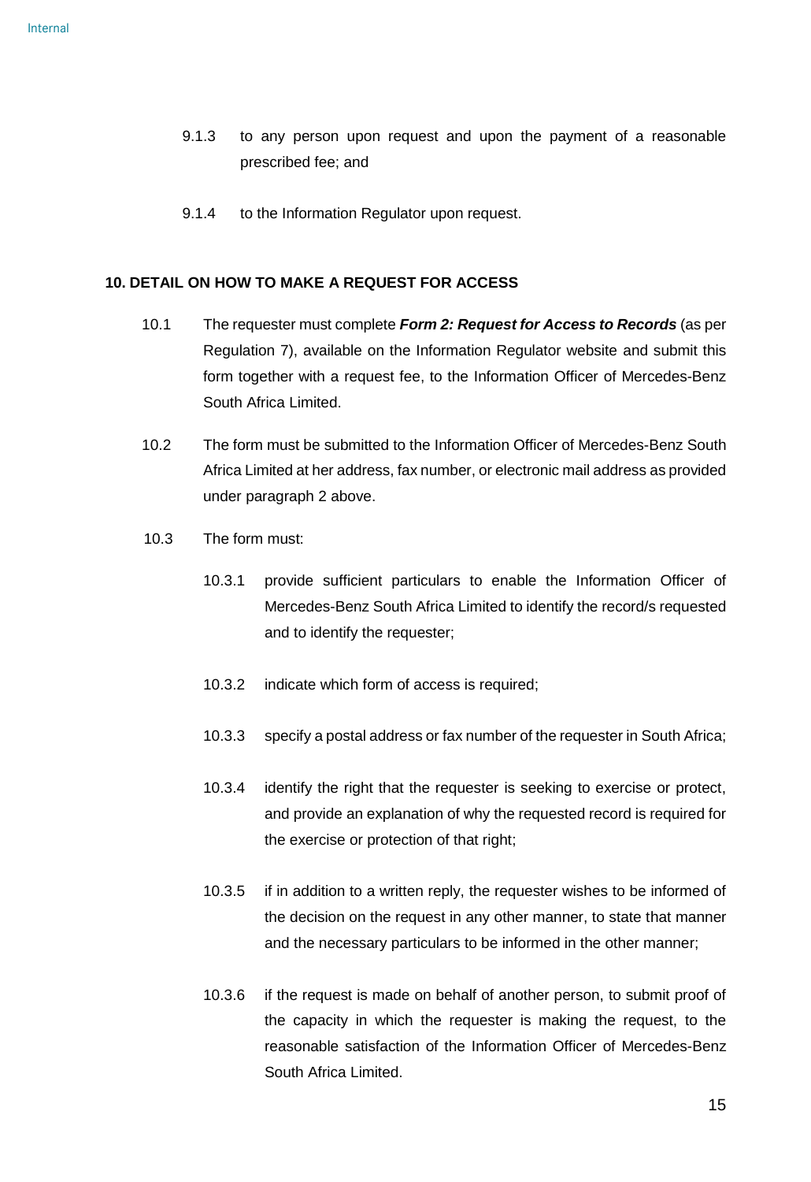9.1.3 to any person upon request and upon the payment of a reasonable prescribed fee; and

9.1.4 to the Information Regulator upon request.

## 10. DETAIL ON HOW TO MAKE A REQUEST FOR ACCESS

10.1 The requester must complete ***Form 2: Request for Access to Records*** (as per Regulation 7), available on the Information Regulator website and submit this form together with a request fee, to the Information Officer of Mercedes-Benz South Africa Limited.

10.2 The form must be submitted to the Information Officer of Mercedes-Benz South Africa Limited at her address, fax number, or electronic mail address as provided under paragraph 2 above.

10.3 The form must:

10.3.1 provide sufficient particulars to enable the Information Officer of Mercedes-Benz South Africa Limited to identify the record/s requested and to identify the requester;

10.3.2 indicate which form of access is required;

10.3.3 specify a postal address or fax number of the requester in South Africa;

10.3.4 identify the right that the requester is seeking to exercise or protect, and provide an explanation of why the requested record is required for the exercise or protection of that right;

10.3.5 if in addition to a written reply, the requester wishes to be informed of the decision on the request in any other manner, to state that manner and the necessary particulars to be informed in the other manner;

10.3.6 if the request is made on behalf of another person, to submit proof of the capacity in which the requester is making the request, to the reasonable satisfaction of the Information Officer of Mercedes-Benz South Africa Limited.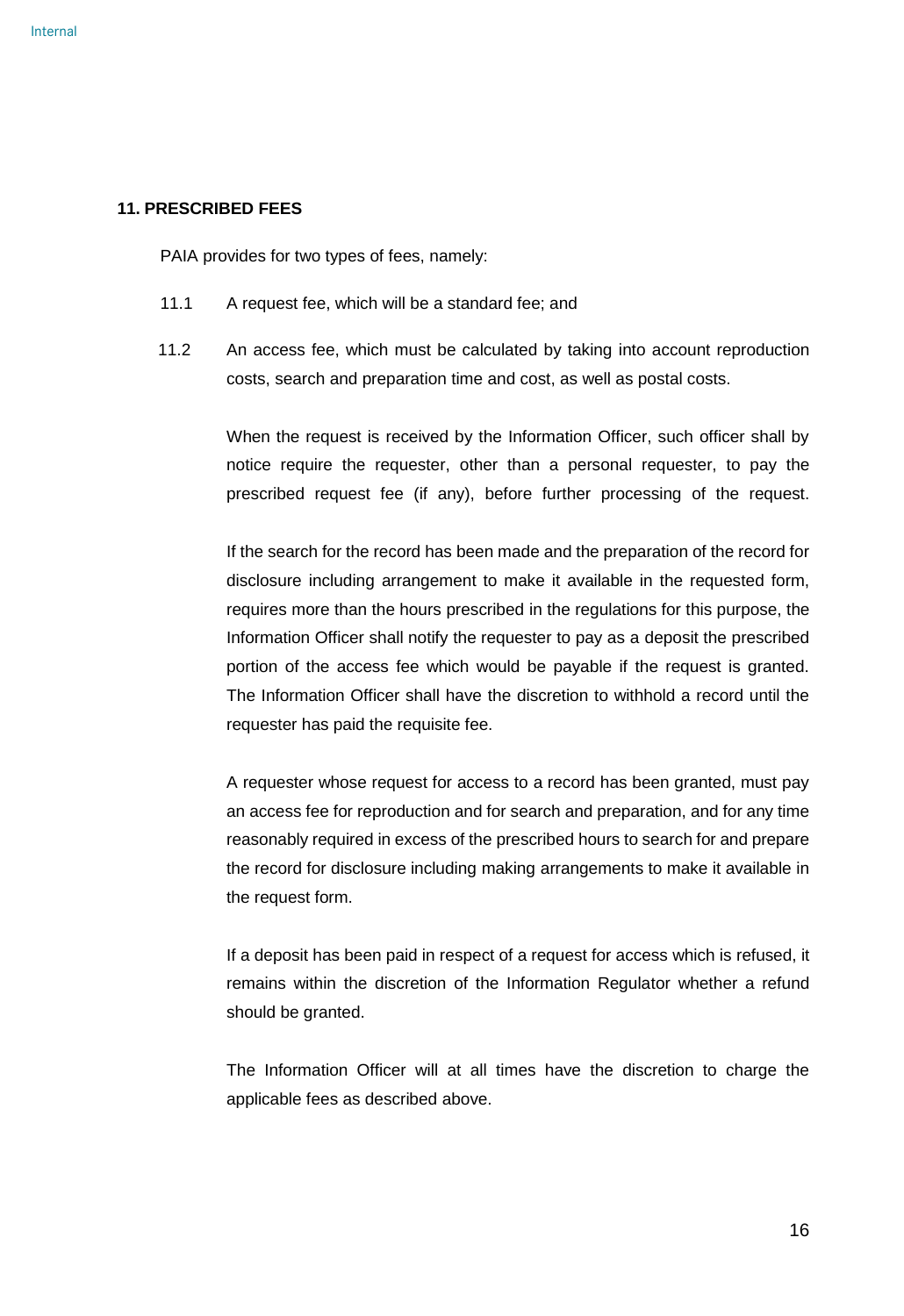## 11. PRESCRIBED FEES

PAIA provides for two types of fees, namely:

11.1 A request fee, which will be a standard fee; and

11.2 An access fee, which must be calculated by taking into account reproduction costs, search and preparation time and cost, as well as postal costs.

When the request is received by the Information Officer, such officer shall by notice require the requester, other than a personal requester, to pay the prescribed request fee (if any), before further processing of the request.

If the search for the record has been made and the preparation of the record for disclosure including arrangement to make it available in the requested form, requires more than the hours prescribed in the regulations for this purpose, the Information Officer shall notify the requester to pay as a deposit the prescribed portion of the access fee which would be payable if the request is granted. The Information Officer shall have the discretion to withhold a record until the requester has paid the requisite fee.

A requester whose request for access to a record has been granted, must pay an access fee for reproduction and for search and preparation, and for any time reasonably required in excess of the prescribed hours to search for and prepare the record for disclosure including making arrangements to make it available in the request form.

If a deposit has been paid in respect of a request for access which is refused, it remains within the discretion of the Information Regulator whether a refund should be granted.

The Information Officer will at all times have the discretion to charge the applicable fees as described above.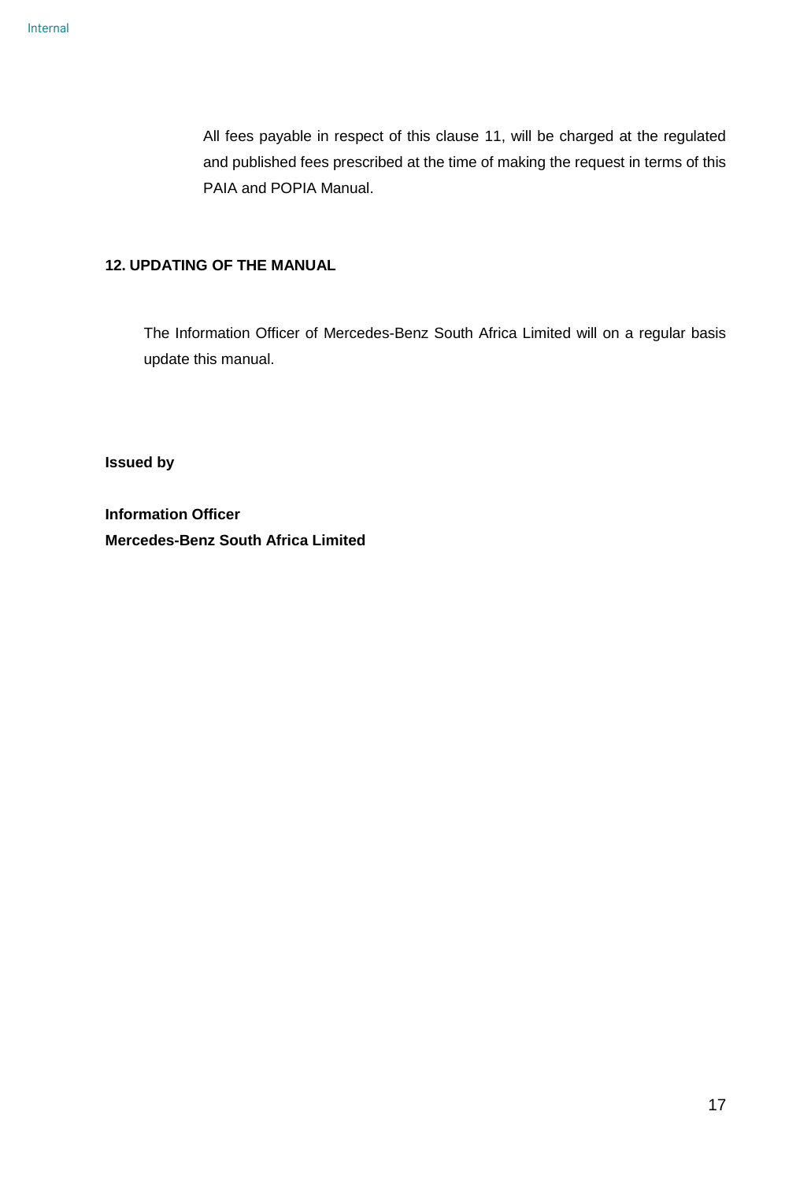All fees payable in respect of this clause 11, will be charged at the regulated and published fees prescribed at the time of making the request in terms of this PAIA and POPIA Manual.

## 12. UPDATING OF THE MANUAL

The Information Officer of Mercedes-Benz South Africa Limited will on a regular basis update this manual.

**Issued by**

**Information Officer**
**Mercedes-Benz South Africa Limited**